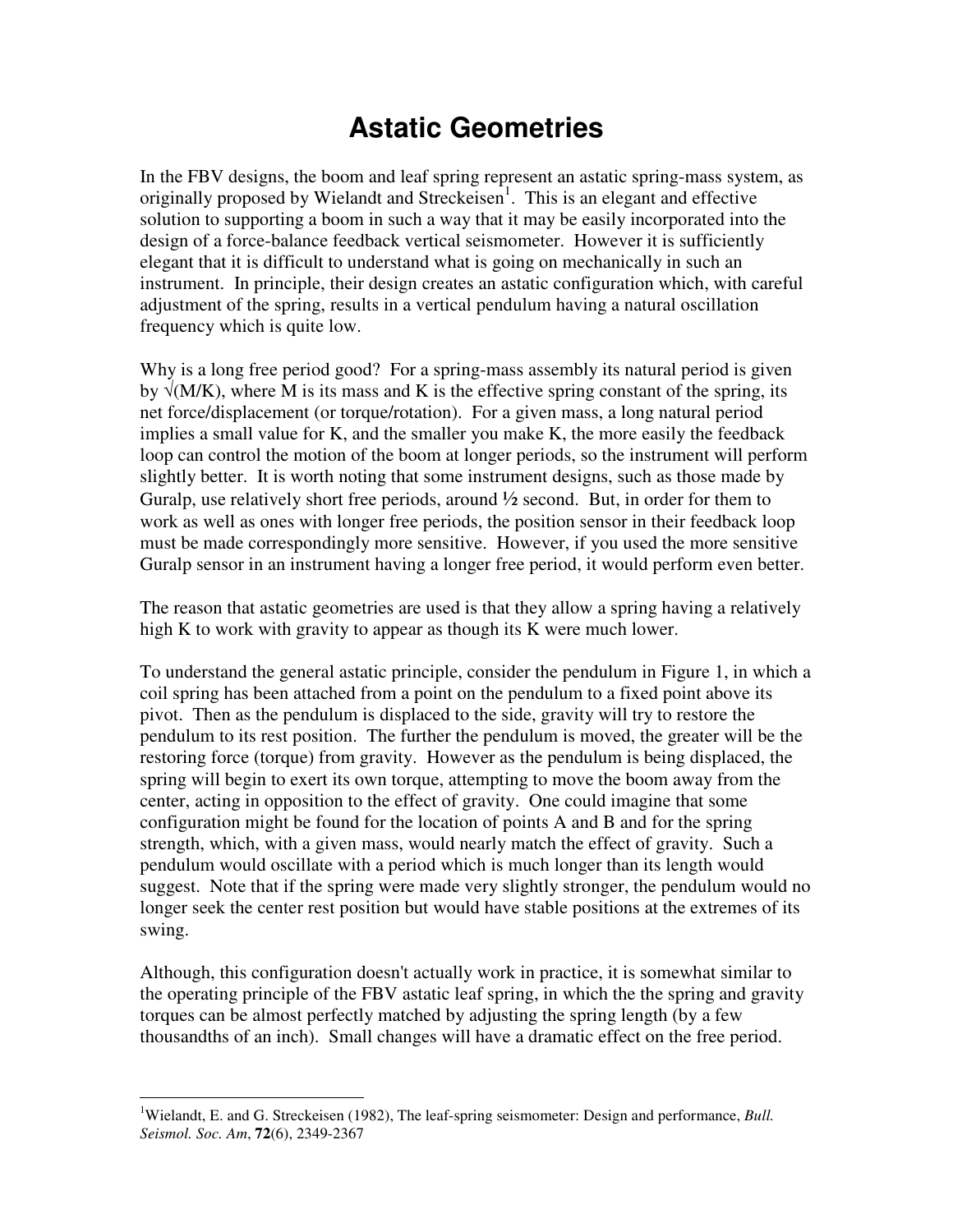# Astatic Geometries

In the FBV designs, the boom and leaf spring represent an astatic spring-mass system, as originally proposed by Wielandt and Streckeisen[1]. This is an elegant and effective solution to supporting a boom in such a way that it may be easily incorporated into the design of a force-balance feedback vertical seismometer. However it is sufficiently elegant that it is difficult to understand what is going on mechanically in such an instrument. In principle, their design creates an astatic configuration which, with careful adjustment of the spring, results in a vertical pendulum having a natural oscillation frequency which is quite low.

Why is a long free period good? For a spring-mass assembly its natural period is given by $\sqrt{(M/K)}$, where M is its mass and K is the effective spring constant of the spring, its net force/displacement (or torque/rotation). For a given mass, a long natural period implies a small value for K, and the smaller you make K, the more easily the feedback loop can control the motion of the boom at longer periods, so the instrument will perform slightly better. It is worth noting that some instrument designs, such as those made by Guralp, use relatively short free periods, around ½ second. But, in order for them to work as well as ones with longer free periods, the position sensor in their feedback loop must be made correspondingly more sensitive. However, if you used the more sensitive Guralp sensor in an instrument having a longer free period, it would perform even better.

The reason that astatic geometries are used is that they allow a spring having a relatively high K to work with gravity to appear as though its K were much lower.

To understand the general astatic principle, consider the pendulum in Figure 1, in which a coil spring has been attached from a point on the pendulum to a fixed point above its pivot. Then as the pendulum is displaced to the side, gravity will try to restore the pendulum to its rest position. The further the pendulum is moved, the greater will be the restoring force (torque) from gravity. However as the pendulum is being displaced, the spring will begin to exert its own torque, attempting to move the boom away from the center, acting in opposition to the effect of gravity. One could imagine that some configuration might be found for the location of points A and B and for the spring strength, which, with a given mass, would nearly match the effect of gravity. Such a pendulum would oscillate with a period which is much longer than its length would suggest. Note that if the spring were made very slightly stronger, the pendulum would no longer seek the center rest position but would have stable positions at the extremes of its swing.

Although, this configuration doesn't actually work in practice, it is somewhat similar to the operating principle of the FBV astatic leaf spring, in which the the spring and gravity torques can be almost perfectly matched by adjusting the spring length (by a few thousandths of an inch). Small changes will have a dramatic effect on the free period.

[1] Wielandt, E. and G. Streckeisen (1982), The leaf-spring seismometer: Design and performance, *Bull. Seismol. Soc. Am*, **72**(6), 2349-2367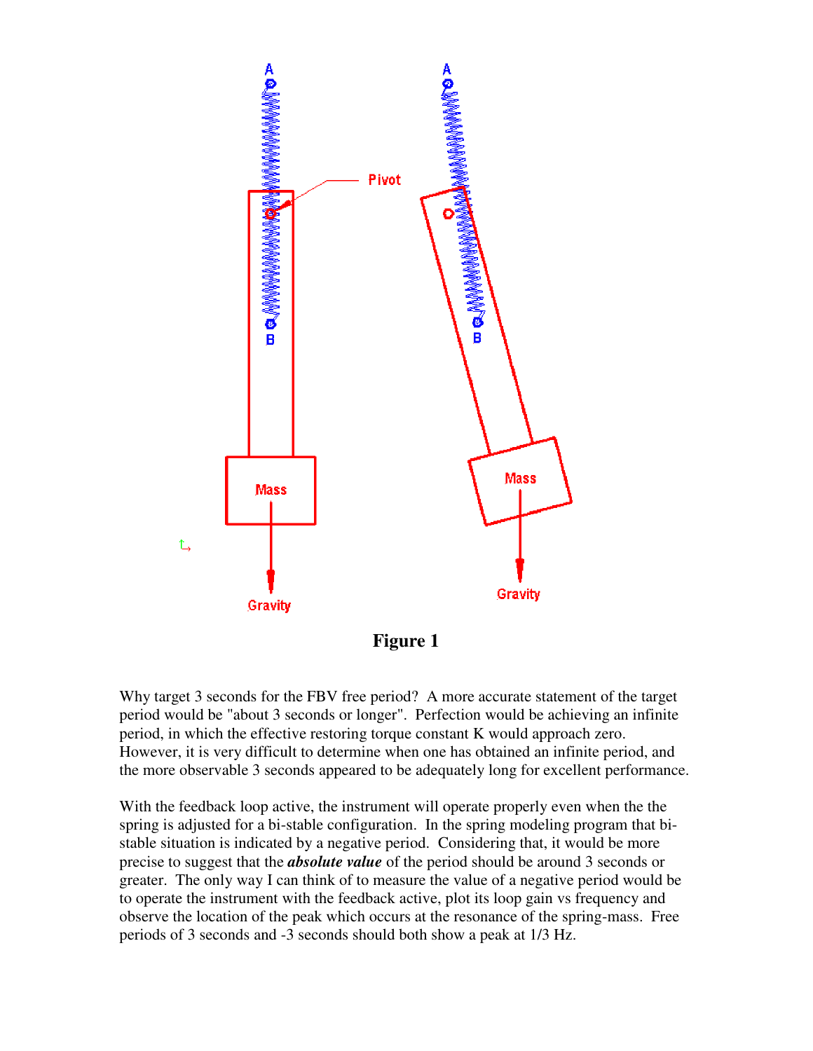A

Pivot

B

Mass

Gravity

A

B

Mass

Gravity

**Figure 1**

Why target 3 seconds for the FBV free period? A more accurate statement of the target period would be "about 3 seconds or longer". Perfection would be achieving an infinite period, in which the effective restoring torque constant K would approach zero. However, it is very difficult to determine when one has obtained an infinite period, and the more observable 3 seconds appeared to be adequately long for excellent performance.

With the feedback loop active, the instrument will operate properly even when the the spring is adjusted for a bi-stable configuration. In the spring modeling program that bi-stable situation is indicated by a negative period. Considering that, it would be more precise to suggest that the ***absolute value*** of the period should be around 3 seconds or greater. The only way I can think of to measure the value of a negative period would be to operate the instrument with the feedback active, plot its loop gain vs frequency and observe the location of the peak which occurs at the resonance of the spring-mass. Free periods of 3 seconds and -3 seconds should both show a peak at 1/3 Hz.